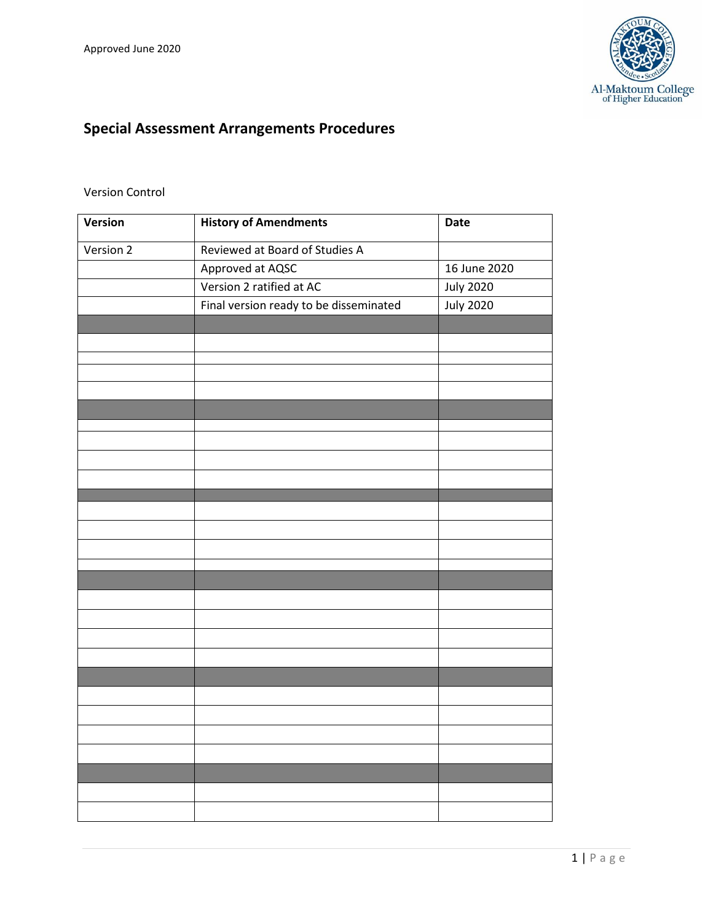Approved June 2020

# Special Assessment Arrangements Procedures

Version Control

| Version | History of Amendments | Date |
|---|---|---|
| Version 2 | Reviewed at Board of Studies A | |
| | Approved at AQSC | 16 June 2020 |
| | Version 2 ratified at AC | July 2020 |
| | Final version ready to be disseminated | July 2020 |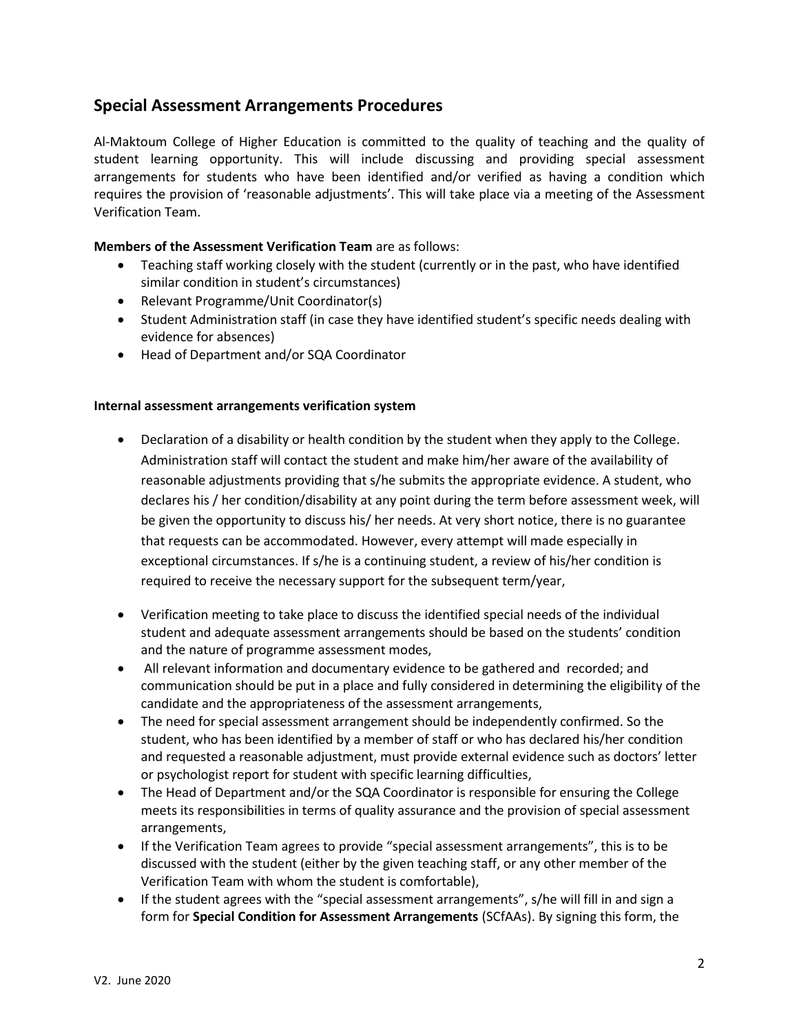## Special Assessment Arrangements Procedures

Al-Maktoum College of Higher Education is committed to the quality of teaching and the quality of student learning opportunity. This will include discussing and providing special assessment arrangements for students who have been identified and/or verified as having a condition which requires the provision of 'reasonable adjustments'. This will take place via a meeting of the Assessment Verification Team.

**Members of the Assessment Verification Team** are as follows:

- Teaching staff working closely with the student (currently or in the past, who have identified similar condition in student's circumstances)
- Relevant Programme/Unit Coordinator(s)
- Student Administration staff (in case they have identified student's specific needs dealing with evidence for absences)
- Head of Department and/or SQA Coordinator

**Internal assessment arrangements verification system**

- Declaration of a disability or health condition by the student when they apply to the College. Administration staff will contact the student and make him/her aware of the availability of reasonable adjustments providing that s/he submits the appropriate evidence. A student, who declares his / her condition/disability at any point during the term before assessment week, will be given the opportunity to discuss his/ her needs. At very short notice, there is no guarantee that requests can be accommodated. However, every attempt will made especially in exceptional circumstances. If s/he is a continuing student, a review of his/her condition is required to receive the necessary support for the subsequent term/year,
- Verification meeting to take place to discuss the identified special needs of the individual student and adequate assessment arrangements should be based on the students' condition and the nature of programme assessment modes,
- All relevant information and documentary evidence to be gathered and recorded; and communication should be put in a place and fully considered in determining the eligibility of the candidate and the appropriateness of the assessment arrangements,
- The need for special assessment arrangement should be independently confirmed. So the student, who has been identified by a member of staff or who has declared his/her condition and requested a reasonable adjustment, must provide external evidence such as doctors' letter or psychologist report for student with specific learning difficulties,
- The Head of Department and/or the SQA Coordinator is responsible for ensuring the College meets its responsibilities in terms of quality assurance and the provision of special assessment arrangements,
- If the Verification Team agrees to provide "special assessment arrangements", this is to be discussed with the student (either by the given teaching staff, or any other member of the Verification Team with whom the student is comfortable),
- If the student agrees with the "special assessment arrangements", s/he will fill in and sign a form for **Special Condition for Assessment Arrangements** (SCfAAs). By signing this form, the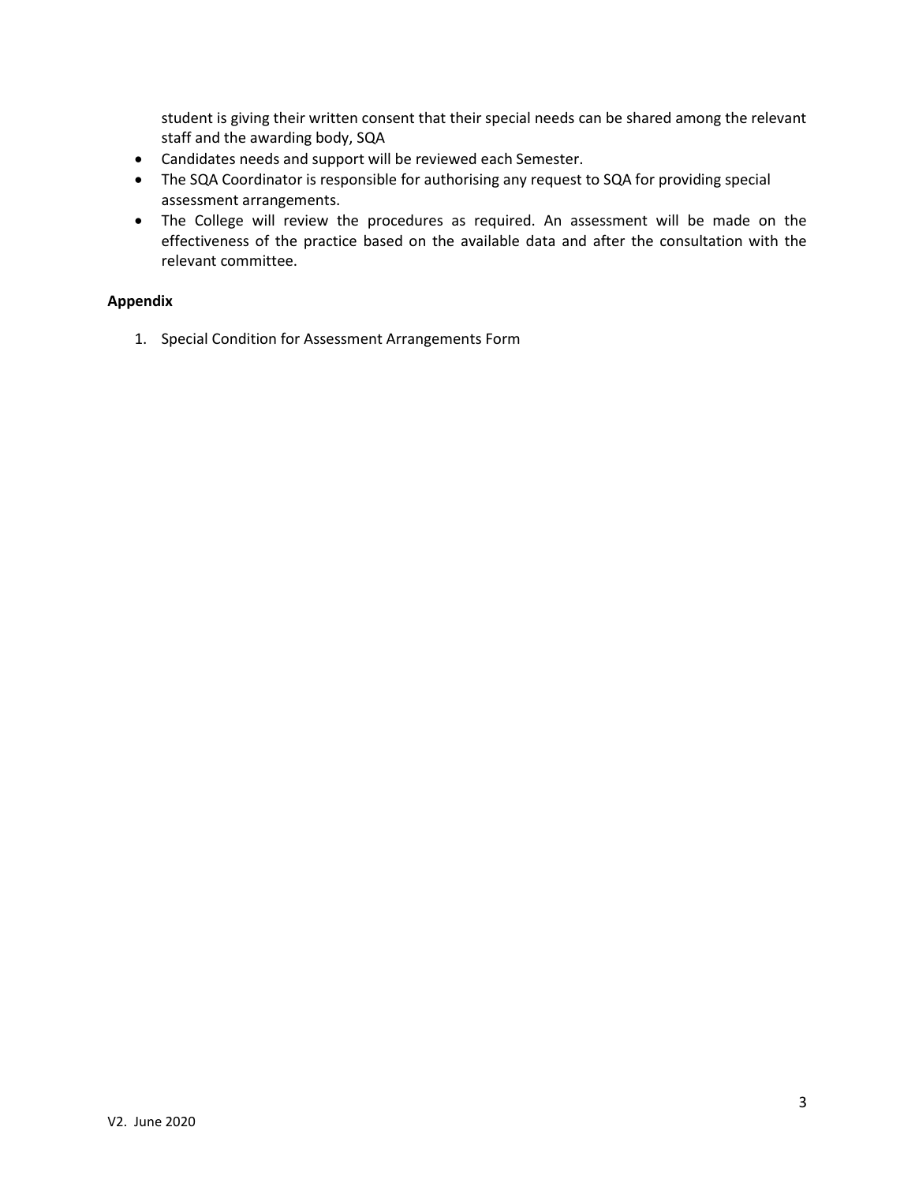student is giving their written consent that their special needs can be shared among the relevant staff and the awarding body, SQA

- Candidates needs and support will be reviewed each Semester.
- The SQA Coordinator is responsible for authorising any request to SQA for providing special assessment arrangements.
- The College will review the procedures as required. An assessment will be made on the effectiveness of the practice based on the available data and after the consultation with the relevant committee.

**Appendix**

1. Special Condition for Assessment Arrangements Form

V2. June 2020